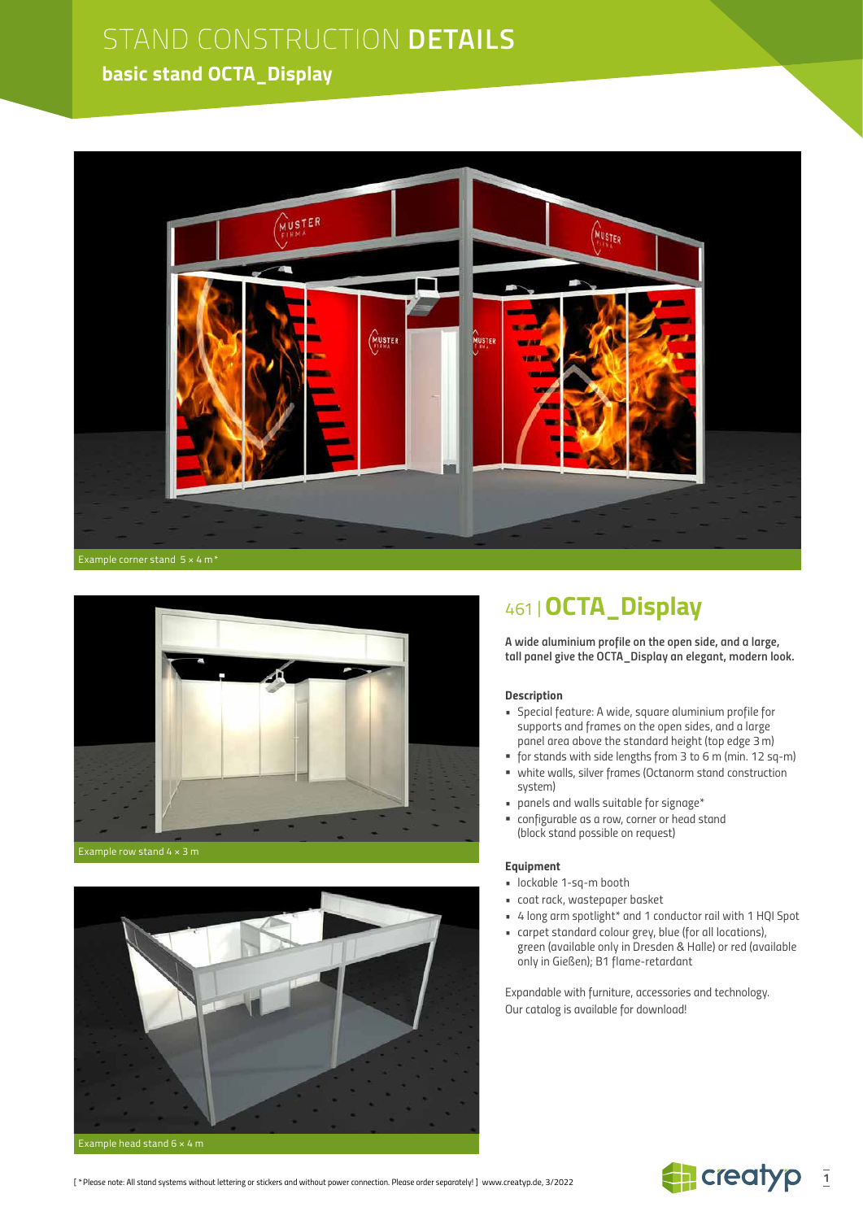# STAND CONSTRUCTION **DETAILS**

## basic stand OCTA_Display

Example corner stand 5 × 4 m*

Example row stand 4 × 3 m

Example head stand 6 × 4 m

## 461 | **OCTA_Display**

**A wide aluminium profile on the open side, and a large, tall panel give the OCTA_Display an elegant, modern look.**

### Description

- Special feature: A wide, square aluminium profile for supports and frames on the open sides, and a large panel area above the standard height (top edge 3 m)
- for stands with side lengths from 3 to 6 m (min. 12 sq-m)
- white walls, silver frames (Octanorm stand construction system)
- panels and walls suitable for signage*
- configurable as a row, corner or head stand (block stand possible on request)

### Equipment

- lockable 1-sq-m booth
- coat rack, wastepaper basket
- 4 long arm spotlight* and 1 conductor rail with 1 HQI Spot
- carpet standard colour grey, blue (for all locations), green (available only in Dresden & Halle) or red (available only in Gießen); B1 flame-retardant

Expandable with furniture, accessories and technology.
Our catalog is available for download!

[ *Please note: All stand systems without lettering or stickers and without power connection. Please order separately! ] www.creatyp.de, 3/2022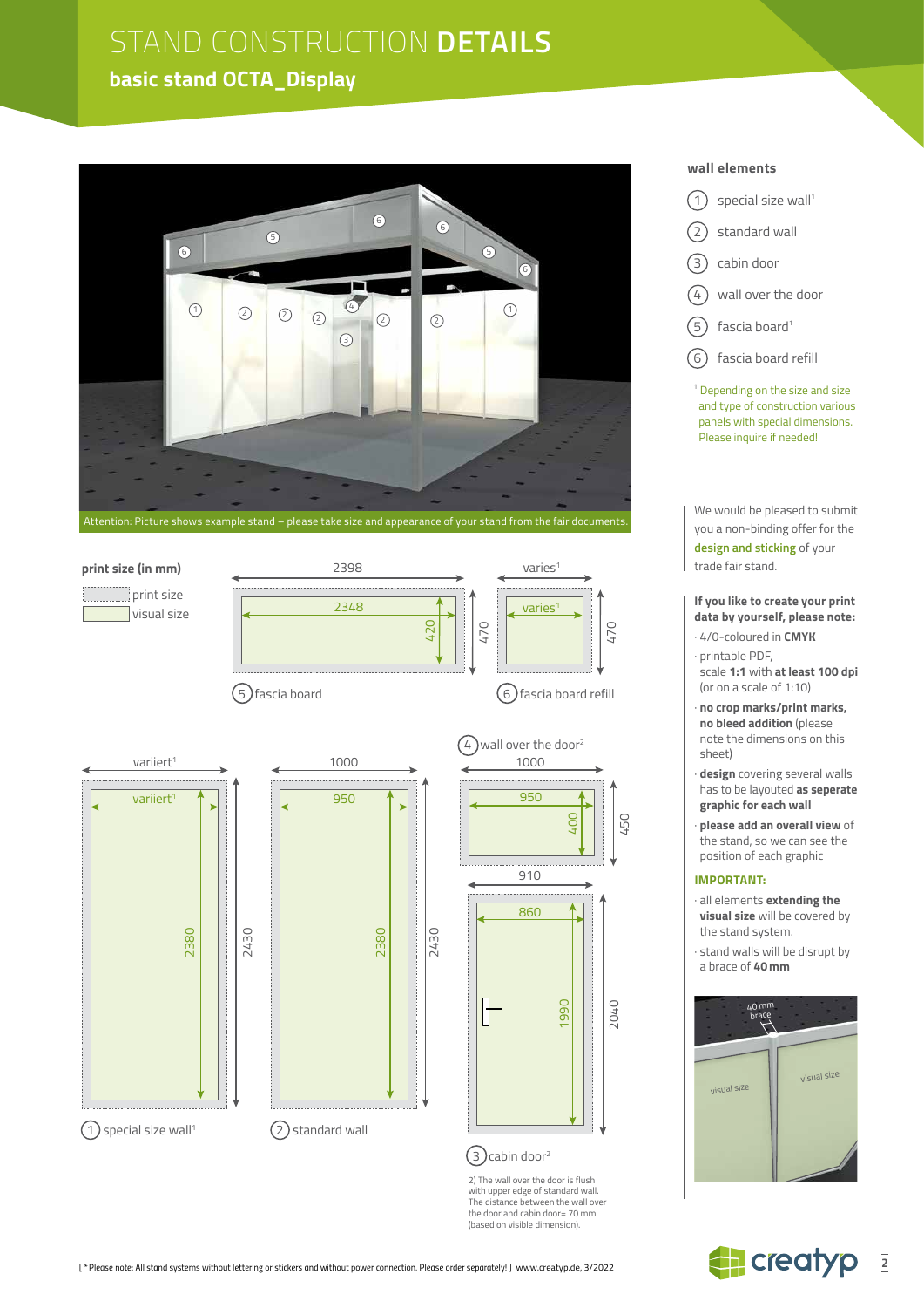# STAND CONSTRUCTION **DETAILS**

## basic stand OCTA_Display

Attention: Picture shows example stand – please take size and appearance of your stand from the fair documents.

**wall elements**

1. special size wall[1]
2. standard wall
3. cabin door
4. wall over the door
5. fascia board[1]
6. fascia board refill

[1] Depending on the size and size and type of construction various panels with special dimensions. Please inquire if needed!

We would be pleased to submit you a non-binding offer for the **design and sticking** of your trade fair stand.

**print size (in mm)**

- print size
- visual size

| Element | print size | visual size |
|---|---|---|
| (5) fascia board | 2398 × 470 | 2348 × 420 |
| (6) fascia board refill | varies[1] × 470 | varies[1] |
| (1) special size wall[1] | variiert[1] × 2430 | variiert[1] × 2380 |
| (2) standard wall | 1000 × 2430 | 950 × 2380 |
| (4) wall over the door[2] | 1000 × 450 | 950 × 400 |
| (3) cabin door[2] | 910 × 2040 | 860 × 1990 |

2) The wall over the door is flush with upper edge of standard wall. The distance between the wall over the door and cabin door= 70 mm (based on visible dimension).

**If you like to create your print data by yourself, please note:**

- 4/0-coloured in **CMYK**
- printable PDF, scale **1:1** with **at least 100 dpi** (or on a scale of 1:10)
- **no crop marks/print marks, no bleed addition** (please note the dimensions on this sheet)
- **design** covering several walls has to be layouted **as seperate graphic for each wall**
- **please add an overall view** of the stand, so we can see the position of each graphic

**IMPORTANT:**

- all elements **extending the visual size** will be covered by the stand system.
- stand walls will be disrupt by a brace of **40 mm**

40 mm brace — visual size — visual size

[ *Please note: All stand systems without lettering or stickers and without power connection. Please order separately! ] www.creatyp.de, 3/2022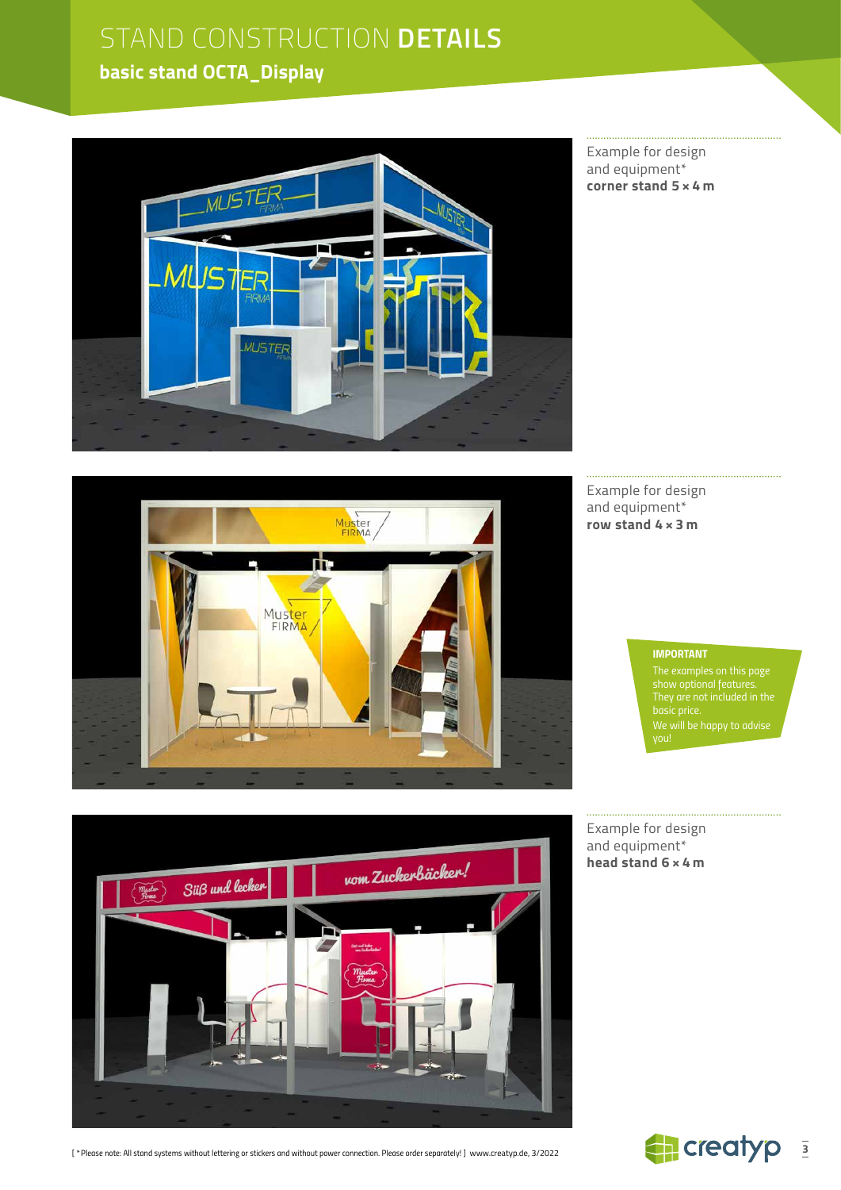# STAND CONSTRUCTION **DETAILS**

## basic stand OCTA_Display

Example for design and equipment*
**corner stand 5 × 4 m**

Example for design and equipment*
**row stand 4 × 3 m**

**IMPORTANT**

The examples on this page show optional features. They are not included in the basic price.
We will be happy to advise you!

Example for design and equipment*
**head stand 6 × 4 m**

[ *Please note: All stand systems without lettering or stickers and without power connection. Please order separately! ] www.creatyp.de, 3/2022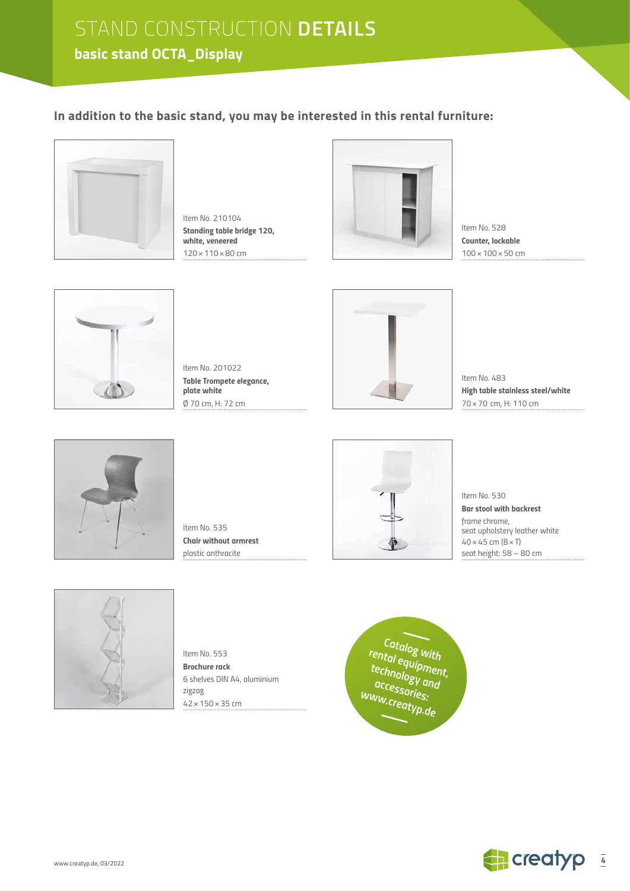# STAND CONSTRUCTION **DETAILS**

## basic stand OCTA_Display

### In addition to the basic stand, you may be interested in this rental furniture:

Item No. 210104
**Standing table bridge 120, white, veneered**
120 × 110 × 80 cm

Item No. 528
**Counter, lockable**
100 × 100 × 50 cm

Item No. 201022
**Table Trompete elegance, plate white**
Ø 70 cm, H: 72 cm

Item No. 483
**High table stainless steel/white**
70 × 70 cm, H: 110 cm

Item No. 535
**Chair without armrest**
plastic anthracite

Item No. 530
**Bar stool with backrest**
frame chrome,
seat upholstery leather white
40 × 45 cm (B × T)
seat height: 58 – 80 cm

Item No. 553
**Brochure rack**
6 shelves DIN A4, aluminium zigzag
42 × 150 × 35 cm

*Catalog with rental equipment, technology and accessories: www.creatyp.de*

www.creatyp.de, 03/2022